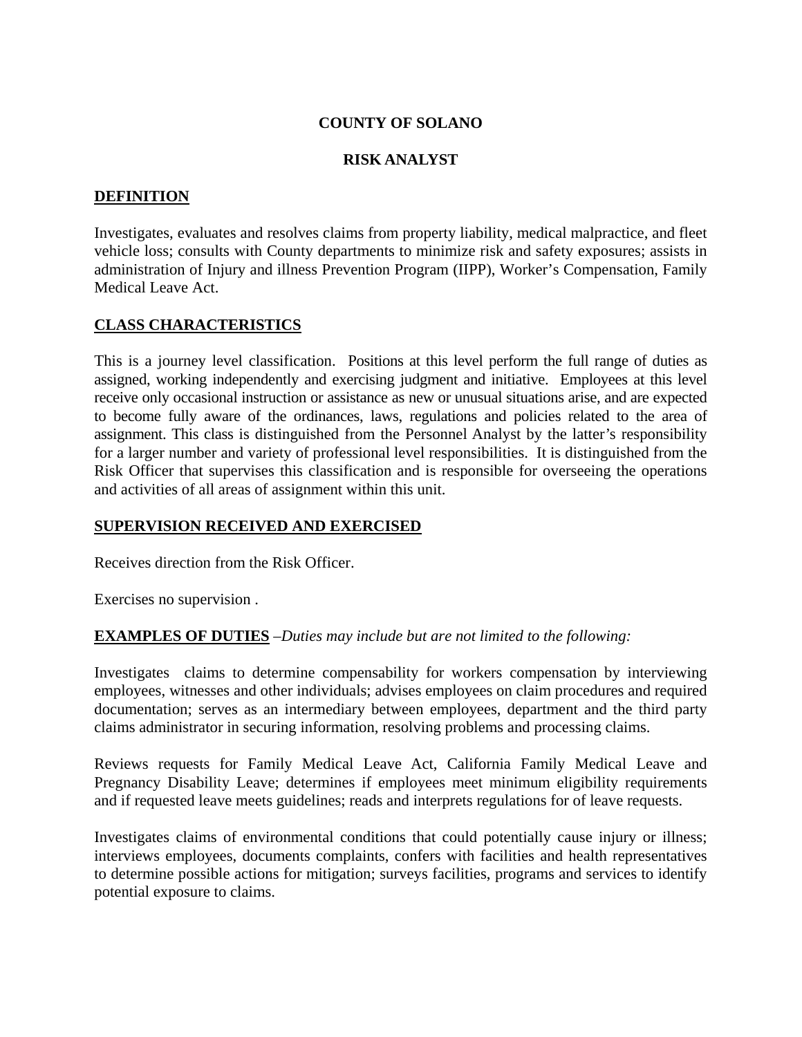# COUNTY OF SOLANO

## RISK ANALYST

### DEFINITION

Investigates, evaluates and resolves claims from property liability, medical malpractice, and fleet vehicle loss; consults with County departments to minimize risk and safety exposures; assists in administration of Injury and illness Prevention Program (IIPP), Worker's Compensation, Family Medical Leave Act.

### CLASS CHARACTERISTICS

This is a journey level classification. Positions at this level perform the full range of duties as assigned, working independently and exercising judgment and initiative. Employees at this level receive only occasional instruction or assistance as new or unusual situations arise, and are expected to become fully aware of the ordinances, laws, regulations and policies related to the area of assignment. This class is distinguished from the Personnel Analyst by the latter's responsibility for a larger number and variety of professional level responsibilities. It is distinguished from the Risk Officer that supervises this classification and is responsible for overseeing the operations and activities of all areas of assignment within this unit.

### SUPERVISION RECEIVED AND EXERCISED

Receives direction from the Risk Officer.

Exercises no supervision .

### EXAMPLES OF DUTIES –*Duties may include but are not limited to the following:*

Investigates claims to determine compensability for workers compensation by interviewing employees, witnesses and other individuals; advises employees on claim procedures and required documentation; serves as an intermediary between employees, department and the third party claims administrator in securing information, resolving problems and processing claims.

Reviews requests for Family Medical Leave Act, California Family Medical Leave and Pregnancy Disability Leave; determines if employees meet minimum eligibility requirements and if requested leave meets guidelines; reads and interprets regulations for of leave requests.

Investigates claims of environmental conditions that could potentially cause injury or illness; interviews employees, documents complaints, confers with facilities and health representatives to determine possible actions for mitigation; surveys facilities, programs and services to identify potential exposure to claims.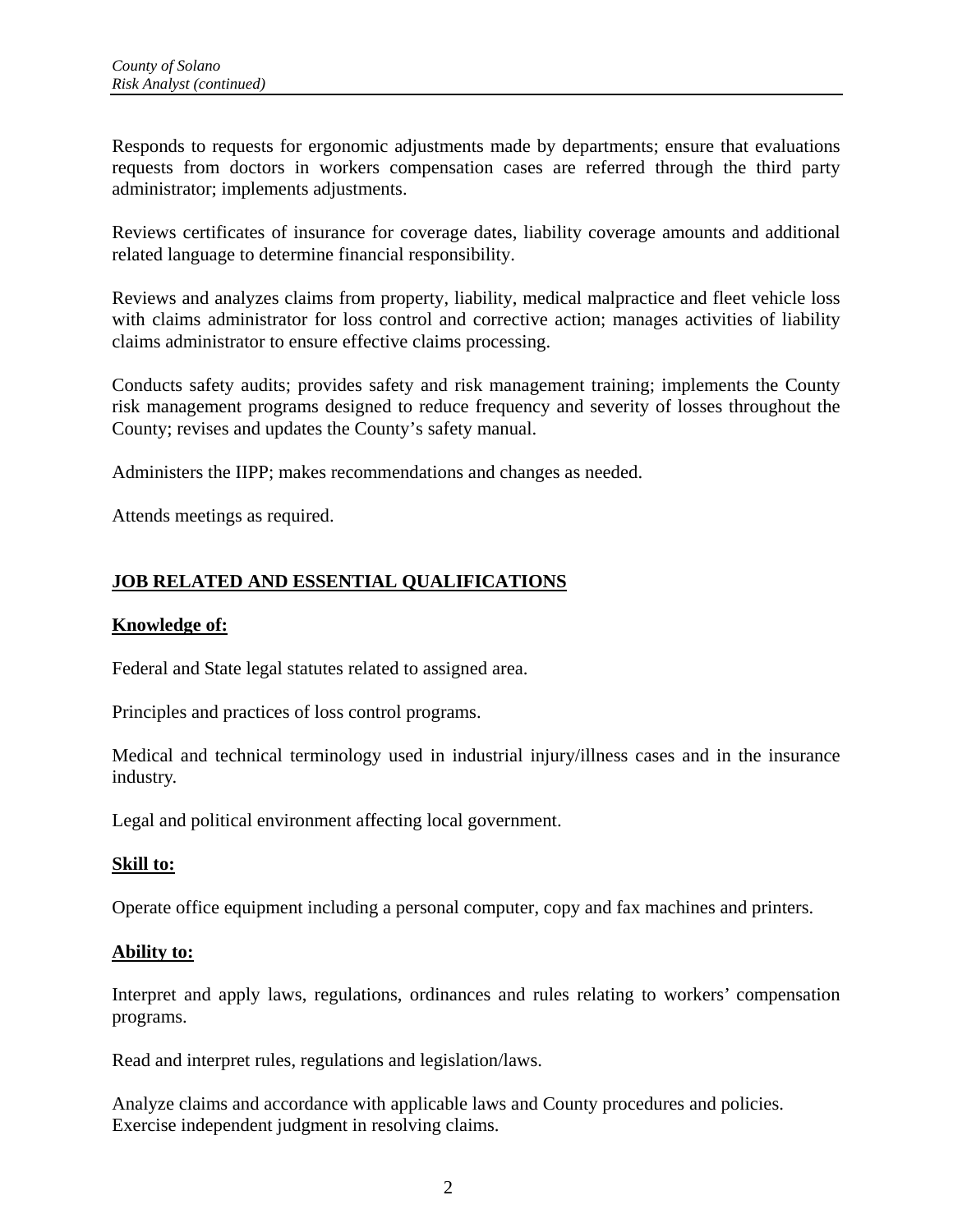Responds to requests for ergonomic adjustments made by departments; ensure that evaluations requests from doctors in workers compensation cases are referred through the third party administrator; implements adjustments.

Reviews certificates of insurance for coverage dates, liability coverage amounts and additional related language to determine financial responsibility.

Reviews and analyzes claims from property, liability, medical malpractice and fleet vehicle loss with claims administrator for loss control and corrective action; manages activities of liability claims administrator to ensure effective claims processing.

Conducts safety audits; provides safety and risk management training; implements the County risk management programs designed to reduce frequency and severity of losses throughout the County; revises and updates the County's safety manual.

Administers the IIPP; makes recommendations and changes as needed.

Attends meetings as required.

## JOB RELATED AND ESSENTIAL QUALIFICATIONS

### Knowledge of:

Federal and State legal statutes related to assigned area.

Principles and practices of loss control programs.

Medical and technical terminology used in industrial injury/illness cases and in the insurance industry.

Legal and political environment affecting local government.

### Skill to:

Operate office equipment including a personal computer, copy and fax machines and printers.

### Ability to:

Interpret and apply laws, regulations, ordinances and rules relating to workers' compensation programs.

Read and interpret rules, regulations and legislation/laws.

Analyze claims and accordance with applicable laws and County procedures and policies.
Exercise independent judgment in resolving claims.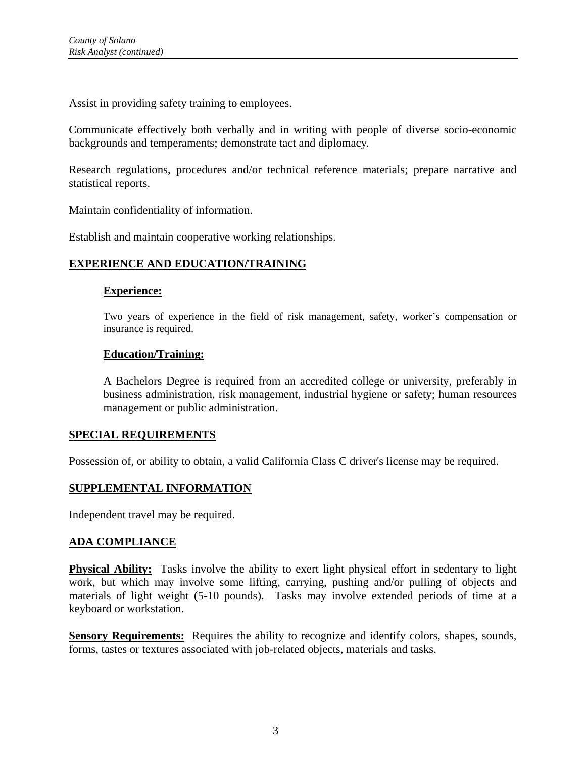Assist in providing safety training to employees.

Communicate effectively both verbally and in writing with people of diverse socio-economic backgrounds and temperaments; demonstrate tact and diplomacy.

Research regulations, procedures and/or technical reference materials; prepare narrative and statistical reports.

Maintain confidentiality of information.

Establish and maintain cooperative working relationships.

## EXPERIENCE AND EDUCATION/TRAINING

### Experience:

Two years of experience in the field of risk management, safety, worker's compensation or insurance is required.

### Education/Training:

A Bachelors Degree is required from an accredited college or university, preferably in business administration, risk management, industrial hygiene or safety; human resources management or public administration.

## SPECIAL REQUIREMENTS

Possession of, or ability to obtain, a valid California Class C driver's license may be required.

## SUPPLEMENTAL INFORMATION

Independent travel may be required.

## ADA COMPLIANCE

**Physical Ability:** Tasks involve the ability to exert light physical effort in sedentary to light work, but which may involve some lifting, carrying, pushing and/or pulling of objects and materials of light weight (5-10 pounds). Tasks may involve extended periods of time at a keyboard or workstation.

**Sensory Requirements:** Requires the ability to recognize and identify colors, shapes, sounds, forms, tastes or textures associated with job-related objects, materials and tasks.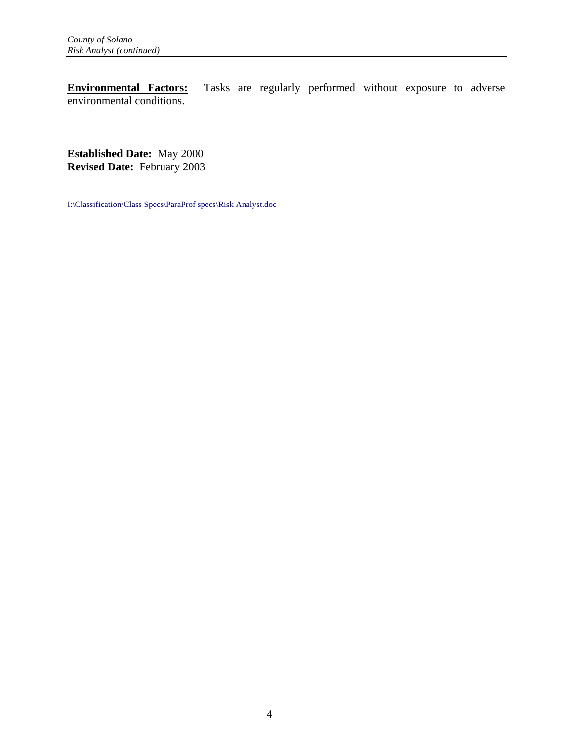**<u>Environmental Factors:</u>** Tasks are regularly performed without exposure to adverse environmental conditions.

**Established Date:** May 2000
**Revised Date:** February 2003

I:\Classification\Class Specs\ParaProf specs\Risk Analyst.doc